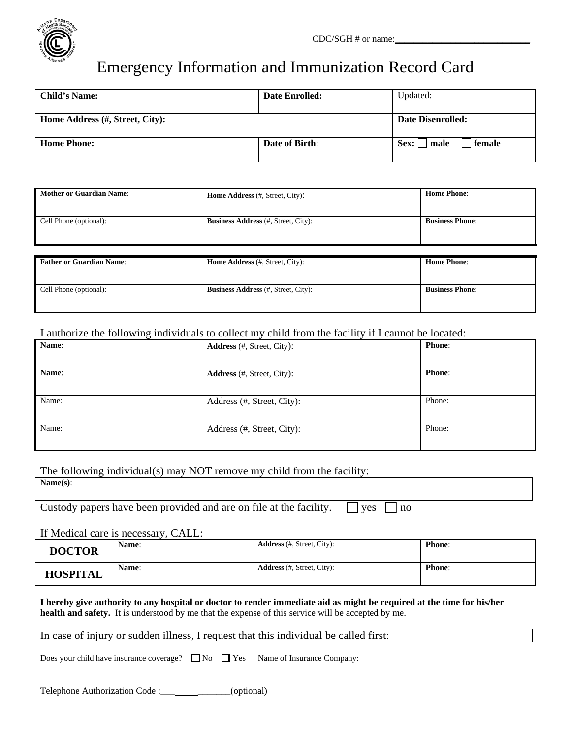CDC/SGH # or name:____________________________

# Emergency Information and Immunization Record Card

| **Child's Name:** | **Date Enrolled:** | Updated: |
|---|---|---|
| **Home Address (#, Street, City):** | | **Date Disenrolled:** |
| **Home Phone:** | **Date of Birth**: | **Sex:** ☐ **male** ☐ **female** |

| **Mother or Guardian Name**: | **Home Address** (#, Street, City): | **Home Phone**: |
|---|---|---|
| Cell Phone (optional): | **Business Address** (#, Street, City): | **Business Phone**: |

| **Father or Guardian Name**: | **Home Address** (#, Street, City): | **Home Phone**: |
|---|---|---|
| Cell Phone (optional): | **Business Address** (#, Street, City): | **Business Phone**: |

I authorize the following individuals to collect my child from the facility if I cannot be located:

| **Name**: | **Address** (#, Street, City): | **Phone**: |
|---|---|---|
| **Name**: | **Address** (#, Street, City): | **Phone**: |
| Name: | Address (#, Street, City): | Phone: |
| Name: | Address (#, Street, City): | Phone: |

The following individual(s) may NOT remove my child from the facility:

| **Name(s)**: |
|---|

Custody papers have been provided and are on file at the facility. ☐ yes ☐ no

If Medical care is necessary, CALL:

| | | | |
|---|---|---|---|
| **DOCTOR** | **Name**: | **Address** (#, Street, City): | **Phone**: |
| **HOSPITAL** | **Name**: | **Address** (#, Street, City): | **Phone**: |

**I hereby give authority to any hospital or doctor to render immediate aid as might be required at the time for his/her health and safety.** It is understood by me that the expense of this service will be accepted by me.

| In case of injury or sudden illness, I request that this individual be called first: |
|---|

Does your child have insurance coverage? ☐ No ☐ Yes Name of Insurance Company:

Telephone Authorization Code :_______________(optional)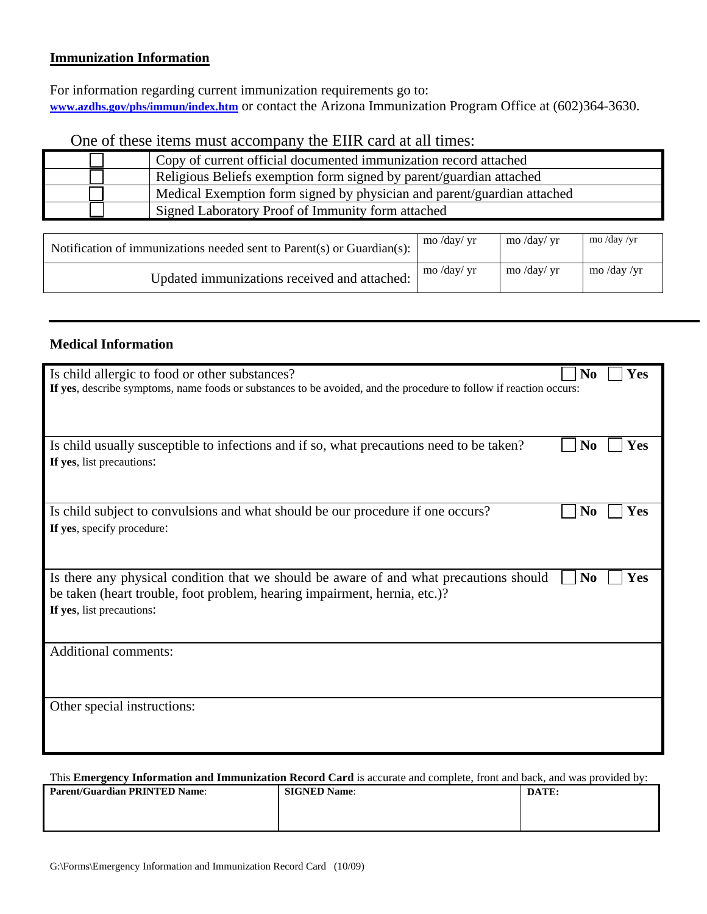**Immunization Information**

For information regarding current immunization requirements go to:
www.azdhs.gov/phs/immun/index.htm or contact the Arizona Immunization Program Office at (602)364-3630.

One of these items must accompany the EIIR card at all times:

| | |
|---|---|
| ☐ | Copy of current official documented immunization record attached |
| ☐ | Religious Beliefs exemption form signed by parent/guardian attached |
| ☐ | Medical Exemption form signed by physician and parent/guardian attached |
| ☐ | Signed Laboratory Proof of Immunity form attached |

| | | | |
|---|---|---|---|
| Notification of immunizations needed sent to Parent(s) or Guardian(s): | mo /day/ yr | mo /day/ yr | mo /day /yr |
| Updated immunizations received and attached: | mo /day/ yr | mo /day/ yr | mo /day /yr |

---

**Medical Information**

Is child allergic to food or other substances? ☐ **No** ☐ **Yes**
**If yes**, describe symptoms, name foods or substances to be avoided, and the procedure to follow if reaction occurs:

Is child usually susceptible to infections and if so, what precautions need to be taken? ☐ **No** ☐ **Yes**
**If yes**, list precautions:

Is child subject to convulsions and what should be our procedure if one occurs? ☐ **No** ☐ **Yes**
**If yes**, specify procedure:

Is there any physical condition that we should be aware of and what precautions should be taken (heart trouble, foot problem, hearing impairment, hernia, etc.)? ☐ **No** ☐ **Yes**
**If yes**, list precautions:

Additional comments:

Other special instructions:

This **Emergency Information and Immunization Record Card** is accurate and complete, front and back, and was provided by:

| **Parent/Guardian PRINTED Name**: | **SIGNED Name**: | **DATE:** |
|---|---|---|
| | | |

G:\Forms\Emergency Information and Immunization Record Card (10/09)